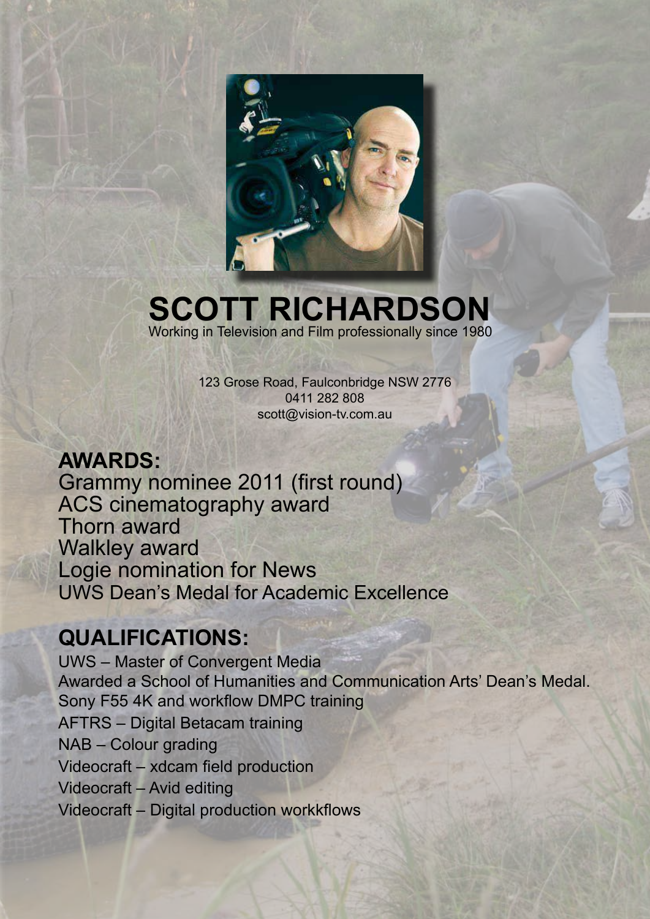# SCOTT RICHARDSON

Working in Television and Film professionally since 1980

123 Grose Road, Faulconbridge NSW 2776
0411 282 808
scott@vision-tv.com.au

## AWARDS:

Grammy nominee 2011 (first round)
ACS cinematography award
Thorn award
Walkley award
Logie nomination for News
UWS Dean's Medal for Academic Excellence

## QUALIFICATIONS:

UWS – Master of Convergent Media
Awarded a School of Humanities and Communication Arts' Dean's Medal.
Sony F55 4K and workflow DMPC training
AFTRS – Digital Betacam training
NAB – Colour grading
Videocraft – xdcam field production
Videocraft – Avid editing
Videocraft – Digital production workkflows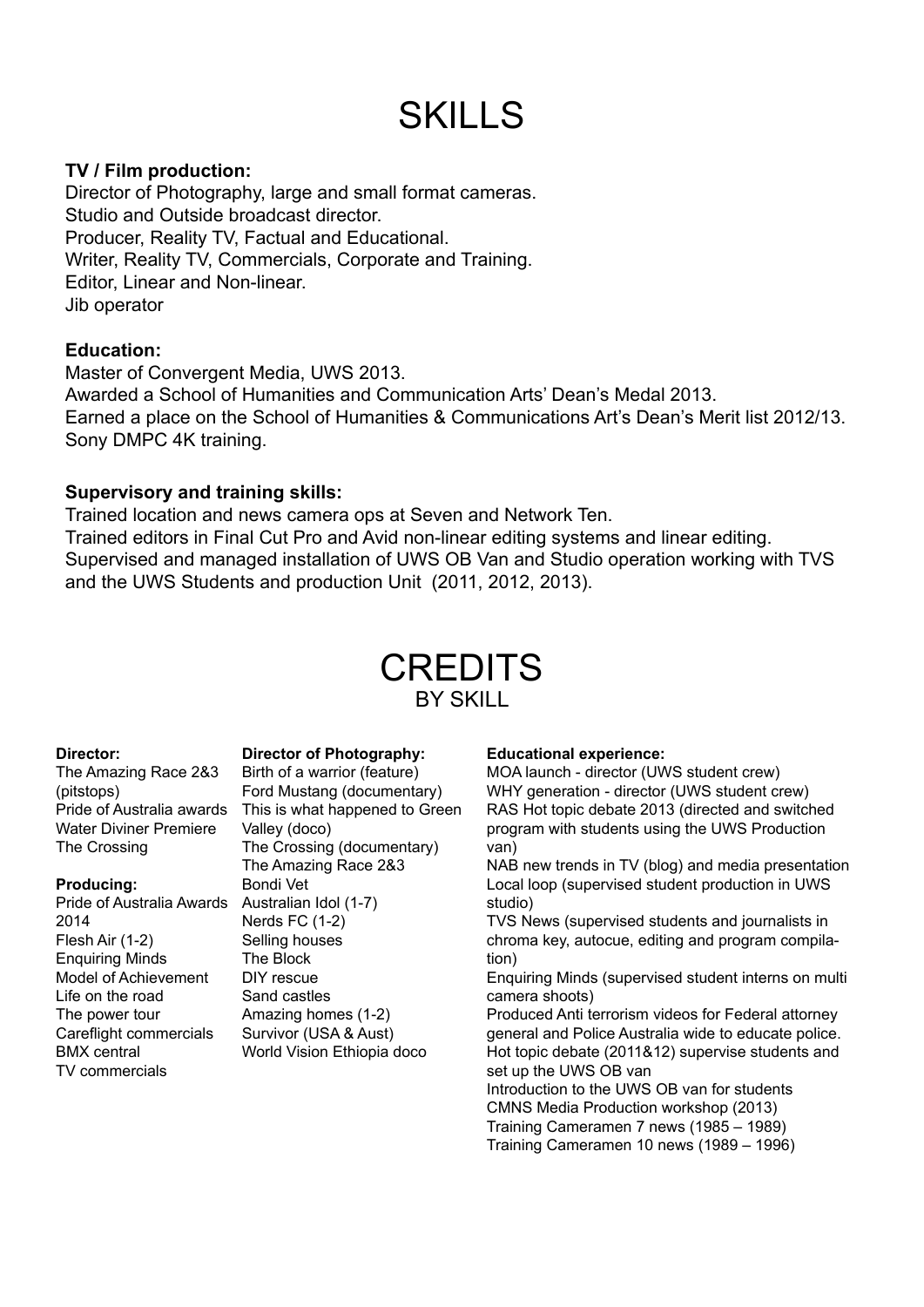# SKILLS

**TV / Film production:**

Director of Photography, large and small format cameras.
Studio and Outside broadcast director.
Producer, Reality TV, Factual and Educational.
Writer, Reality TV, Commercials, Corporate and Training.
Editor, Linear and Non-linear.
Jib operator

**Education:**

Master of Convergent Media, UWS 2013.
Awarded a School of Humanities and Communication Arts' Dean's Medal 2013.
Earned a place on the School of Humanities & Communications Art's Dean's Merit list 2012/13.
Sony DMPC 4K training.

**Supervisory and training skills:**

Trained location and news camera ops at Seven and Network Ten.
Trained editors in Final Cut Pro and Avid non-linear editing systems and linear editing.
Supervised and managed installation of UWS OB Van and Studio operation working with TVS and the UWS Students and production Unit (2011, 2012, 2013).

# CREDITS

## BY SKILL

**Director:**

The Amazing Race 2&3 (pitstops)
Pride of Australia awards
Water Diviner Premiere
The Crossing

**Producing:**

Pride of Australia Awards 2014
Flesh Air (1-2)
Enquiring Minds
Model of Achievement
Life on the road
The power tour
Careflight commercials
BMX central
TV commercials

**Director of Photography:**

Birth of a warrior (feature)
Ford Mustang (documentary)
This is what happened to Green Valley (doco)
The Crossing (documentary)
The Amazing Race 2&3
Bondi Vet
Australian Idol (1-7)
Nerds FC (1-2)
Selling houses
The Block
DIY rescue
Sand castles
Amazing homes (1-2)
Survivor (USA & Aust)
World Vision Ethiopia doco

**Educational experience:**

MOA launch - director (UWS student crew)
WHY generation - director (UWS student crew)
RAS Hot topic debate 2013 (directed and switched program with students using the UWS Production van)
NAB new trends in TV (blog) and media presentation
Local loop (supervised student production in UWS studio)
TVS News (supervised students and journalists in chroma key, autocue, editing and program compilation)
Enquiring Minds (supervised student interns on multi camera shoots)
Produced Anti terrorism videos for Federal attorney general and Police Australia wide to educate police.
Hot topic debate (2011&12) supervise students and set up the UWS OB van
Introduction to the UWS OB van for students
CMNS Media Production workshop (2013)
Training Cameramen 7 news (1985 – 1989)
Training Cameramen 10 news (1989 – 1996)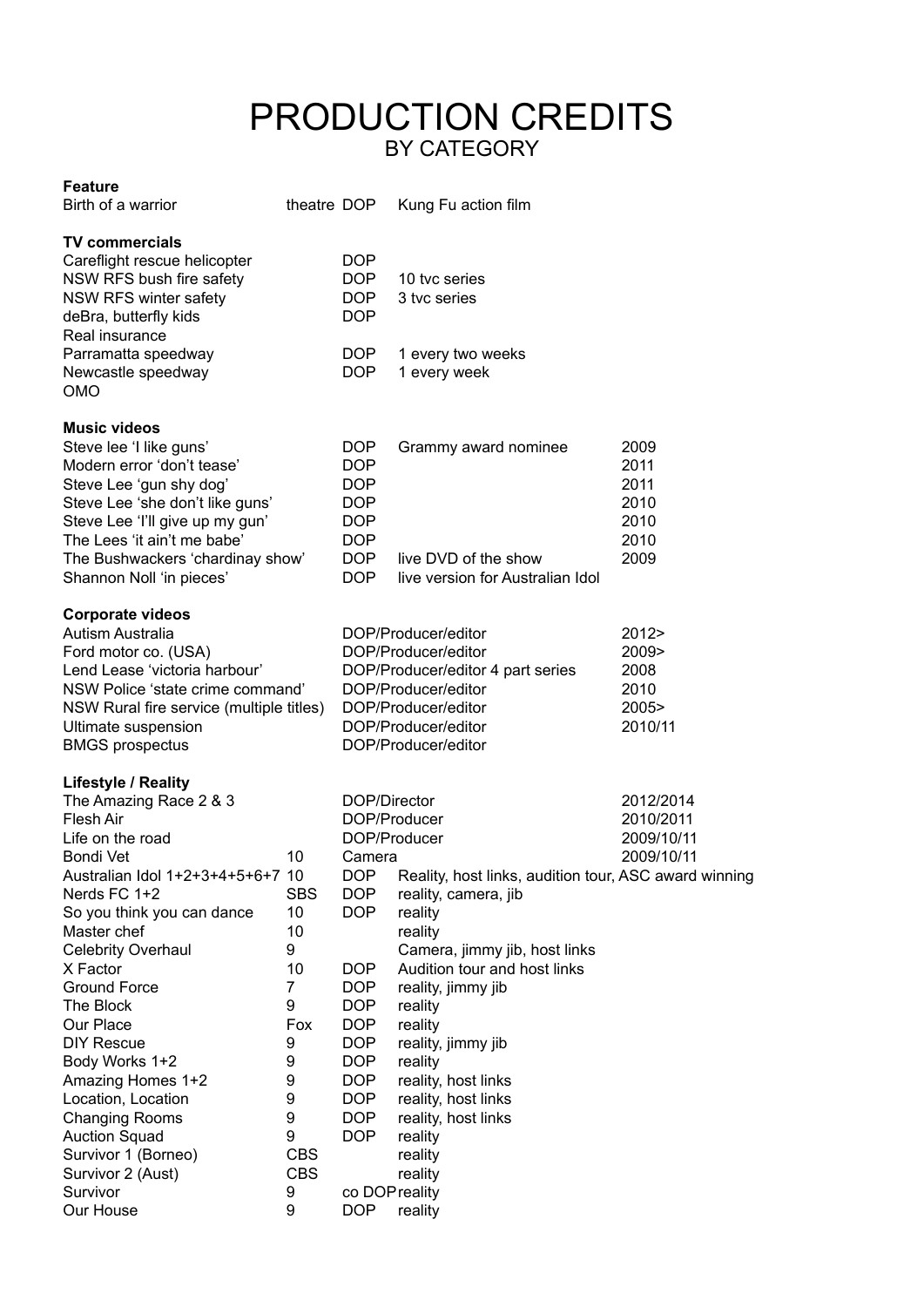# PRODUCTION CREDITS
## BY CATEGORY

**Feature**

| | | | | |
|---|---|---|---|---|
| Birth of a warrior | theatre | DOP | Kung Fu action film | |

**TV commercials**

| | | | |
|---|---|---|---|
| Careflight rescue helicopter | DOP | | |
| NSW RFS bush fire safety | DOP | 10 tvc series | |
| NSW RFS winter safety | DOP | 3 tvc series | |
| deBra, butterfly kids | DOP | | |
| Real insurance | | | |
| Parramatta speedway | DOP | 1 every two weeks | |
| Newcastle speedway | DOP | 1 every week | |
| OMO | | | |

**Music videos**

| | | | |
|---|---|---|---|
| Steve lee 'I like guns' | DOP | Grammy award nominee | 2009 |
| Modern error 'don't tease' | DOP | | 2011 |
| Steve Lee 'gun shy dog' | DOP | | 2011 |
| Steve Lee 'she don't like guns' | DOP | | 2010 |
| Steve Lee 'I'll give up my gun' | DOP | | 2010 |
| The Lees 'it ain't me babe' | DOP | | 2010 |
| The Bushwackers 'chardinay show' | DOP | live DVD of the show | 2009 |
| Shannon Noll 'in pieces' | DOP | live version for Australian Idol | |

**Corporate videos**

| | | |
|---|---|---|
| Autism Australia | DOP/Producer/editor | 2012> |
| Ford motor co. (USA) | DOP/Producer/editor | 2009> |
| Lend Lease 'victoria harbour' | DOP/Producer/editor 4 part series | 2008 |
| NSW Police 'state crime command' | DOP/Producer/editor | 2010 |
| NSW Rural fire service (multiple titles) | DOP/Producer/editor | 2005> |
| Ultimate suspension | DOP/Producer/editor | 2010/11 |
| BMGS prospectus | DOP/Producer/editor | |

**Lifestyle / Reality**

| | | | | |
|---|---|---|---|---|
| The Amazing Race 2 & 3 | | DOP/Director | | 2012/2014 |
| Flesh Air | | DOP/Producer | | 2010/2011 |
| Life on the road | | DOP/Producer | | 2009/10/11 |
| Bondi Vet | 10 | Camera | | 2009/10/11 |
| Australian Idol 1+2+3+4+5+6+7 | 10 | DOP | Reality, host links, audition tour, ASC award winning | |
| Nerds FC 1+2 | SBS | DOP | reality, camera, jib | |
| So you think you can dance | 10 | DOP | reality | |
| Master chef | 10 | | reality | |
| Celebrity Overhaul | 9 | | Camera, jimmy jib, host links | |
| X Factor | 10 | DOP | Audition tour and host links | |
| Ground Force | 7 | DOP | reality, jimmy jib | |
| The Block | 9 | DOP | reality | |
| Our Place | Fox | DOP | reality | |
| DIY Rescue | 9 | DOP | reality, jimmy jib | |
| Body Works 1+2 | 9 | DOP | reality | |
| Amazing Homes 1+2 | 9 | DOP | reality, host links | |
| Location, Location | 9 | DOP | reality, host links | |
| Changing Rooms | 9 | DOP | reality, host links | |
| Auction Squad | 9 | DOP | reality | |
| Survivor 1 (Borneo) | CBS | | reality | |
| Survivor 2 (Aust) | CBS | | reality | |
| Survivor | 9 | co DOP | reality | |
| Our House | 9 | DOP | reality | |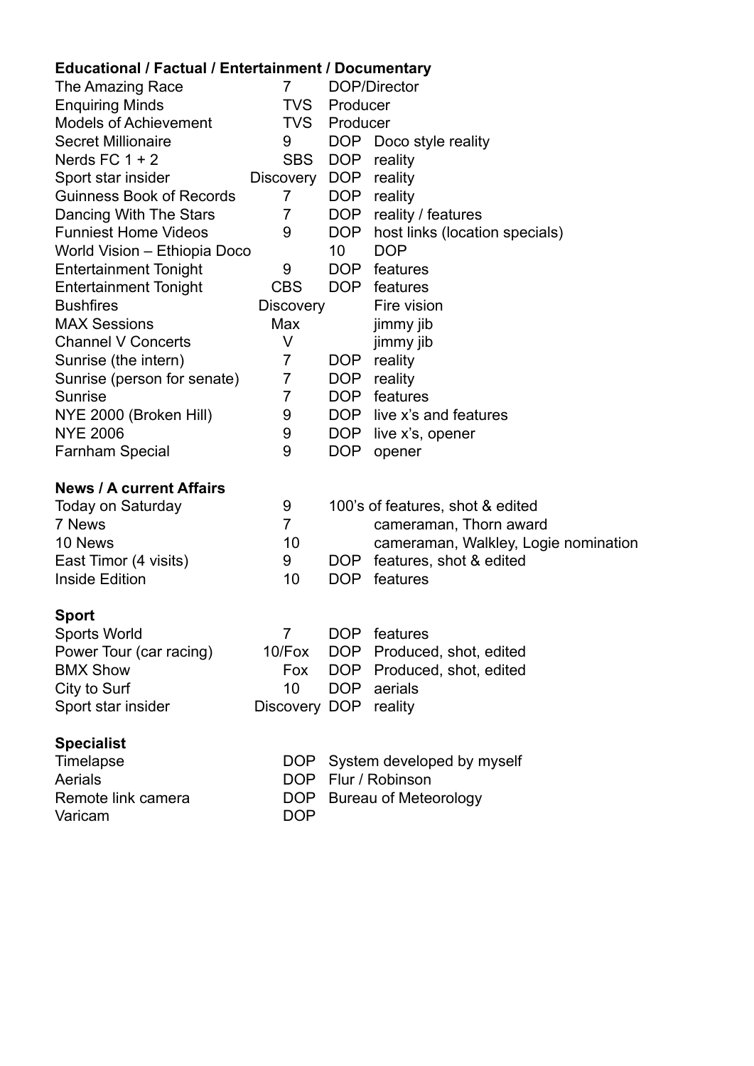**Educational / Factual / Entertainment / Documentary**

| | | | |
|---|---|---|---|
| The Amazing Race | 7 | DOP/Director | |
| Enquiring Minds | TVS | Producer | |
| Models of Achievement | TVS | Producer | |
| Secret Millionaire | 9 | DOP | Doco style reality |
| Nerds FC 1 + 2 | SBS | DOP | reality |
| Sport star insider | Discovery | DOP | reality |
| Guinness Book of Records | 7 | DOP | reality |
| Dancing With The Stars | 7 | DOP | reality / features |
| Funniest Home Videos | 9 | DOP | host links (location specials) |
| World Vision – Ethiopia Doco | | 10 | DOP |
| Entertainment Tonight | 9 | DOP | features |
| Entertainment Tonight | CBS | DOP | features |
| Bushfires | Discovery | | Fire vision |
| MAX Sessions | Max | | jimmy jib |
| Channel V Concerts | V | | jimmy jib |
| Sunrise (the intern) | 7 | DOP | reality |
| Sunrise (person for senate) | 7 | DOP | reality |
| Sunrise | 7 | DOP | features |
| NYE 2000 (Broken Hill) | 9 | DOP | live x's and features |
| NYE 2006 | 9 | DOP | live x's, opener |
| Farnham Special | 9 | DOP | opener |

**News / A current Affairs**

| | | | |
|---|---|---|---|
| Today on Saturday | 9 | 100's of features, shot & edited | |
| 7 News | 7 | | cameraman, Thorn award |
| 10 News | 10 | | cameraman, Walkley, Logie nomination |
| East Timor (4 visits) | 9 | DOP | features, shot & edited |
| Inside Edition | 10 | DOP | features |

**Sport**

| | | | |
|---|---|---|---|
| Sports World | 7 | DOP | features |
| Power Tour (car racing) | 10/Fox | DOP | Produced, shot, edited |
| BMX Show | Fox | DOP | Produced, shot, edited |
| City to Surf | 10 | DOP | aerials |
| Sport star insider | Discovery | DOP | reality |

**Specialist**

| | | |
|---|---|---|
| Timelapse | DOP | System developed by myself |
| Aerials | DOP | Flur / Robinson |
| Remote link camera | DOP | Bureau of Meteorology |
| Varicam | DOP | |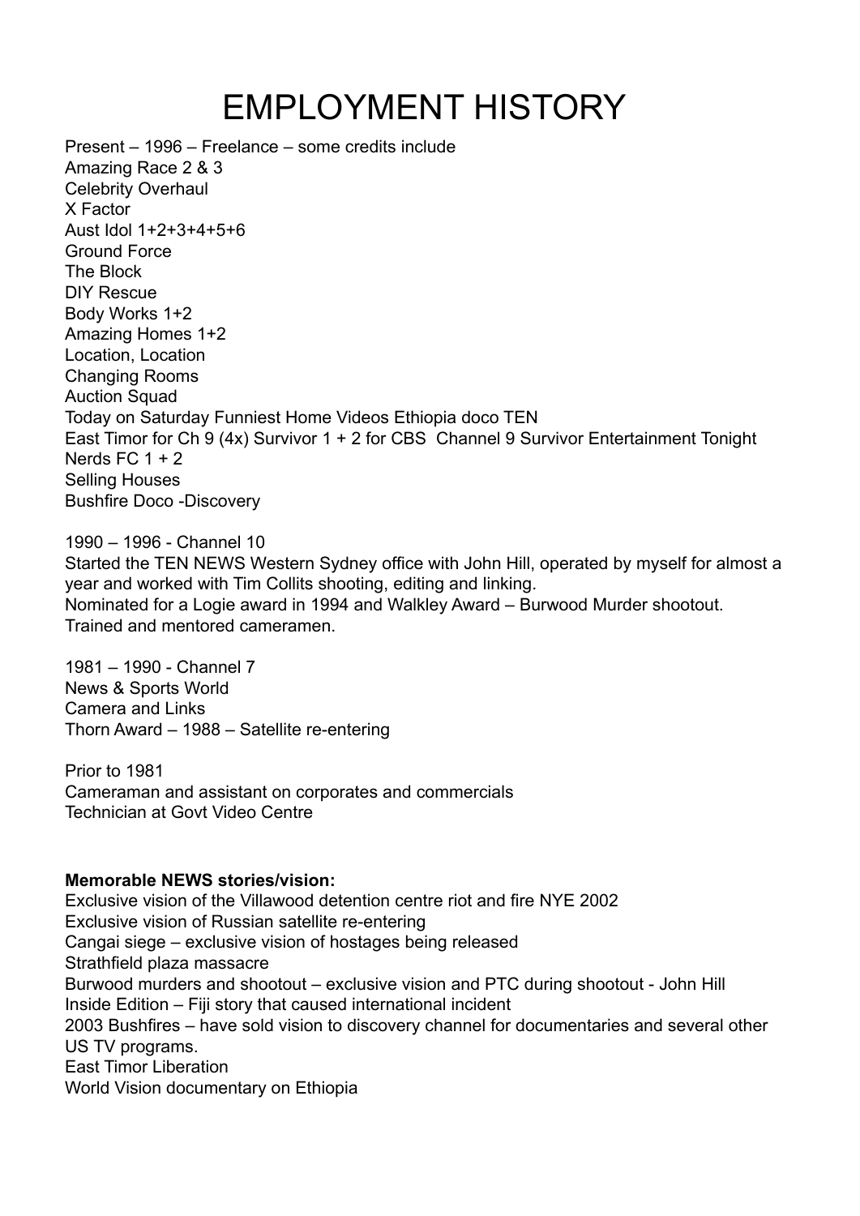# EMPLOYMENT HISTORY

Present – 1996 – Freelance – some credits include
Amazing Race 2 & 3
Celebrity Overhaul
X Factor
Aust Idol 1+2+3+4+5+6
Ground Force
The Block
DIY Rescue
Body Works 1+2
Amazing Homes 1+2
Location, Location
Changing Rooms
Auction Squad
Today on Saturday Funniest Home Videos Ethiopia doco TEN
East Timor for Ch 9 (4x) Survivor 1 + 2 for CBS Channel 9 Survivor Entertainment Tonight
Nerds FC 1 + 2
Selling Houses
Bushfire Doco -Discovery

1990 – 1996 - Channel 10
Started the TEN NEWS Western Sydney office with John Hill, operated by myself for almost a year and worked with Tim Collits shooting, editing and linking.
Nominated for a Logie award in 1994 and Walkley Award – Burwood Murder shootout.
Trained and mentored cameramen.

1981 – 1990 - Channel 7
News & Sports World
Camera and Links
Thorn Award – 1988 – Satellite re-entering

Prior to 1981
Cameraman and assistant on corporates and commercials
Technician at Govt Video Centre

**Memorable NEWS stories/vision:**
Exclusive vision of the Villawood detention centre riot and fire NYE 2002
Exclusive vision of Russian satellite re-entering
Cangai siege – exclusive vision of hostages being released
Strathfield plaza massacre
Burwood murders and shootout – exclusive vision and PTC during shootout - John Hill
Inside Edition – Fiji story that caused international incident
2003 Bushfires – have sold vision to discovery channel for documentaries and several other US TV programs.
East Timor Liberation
World Vision documentary on Ethiopia